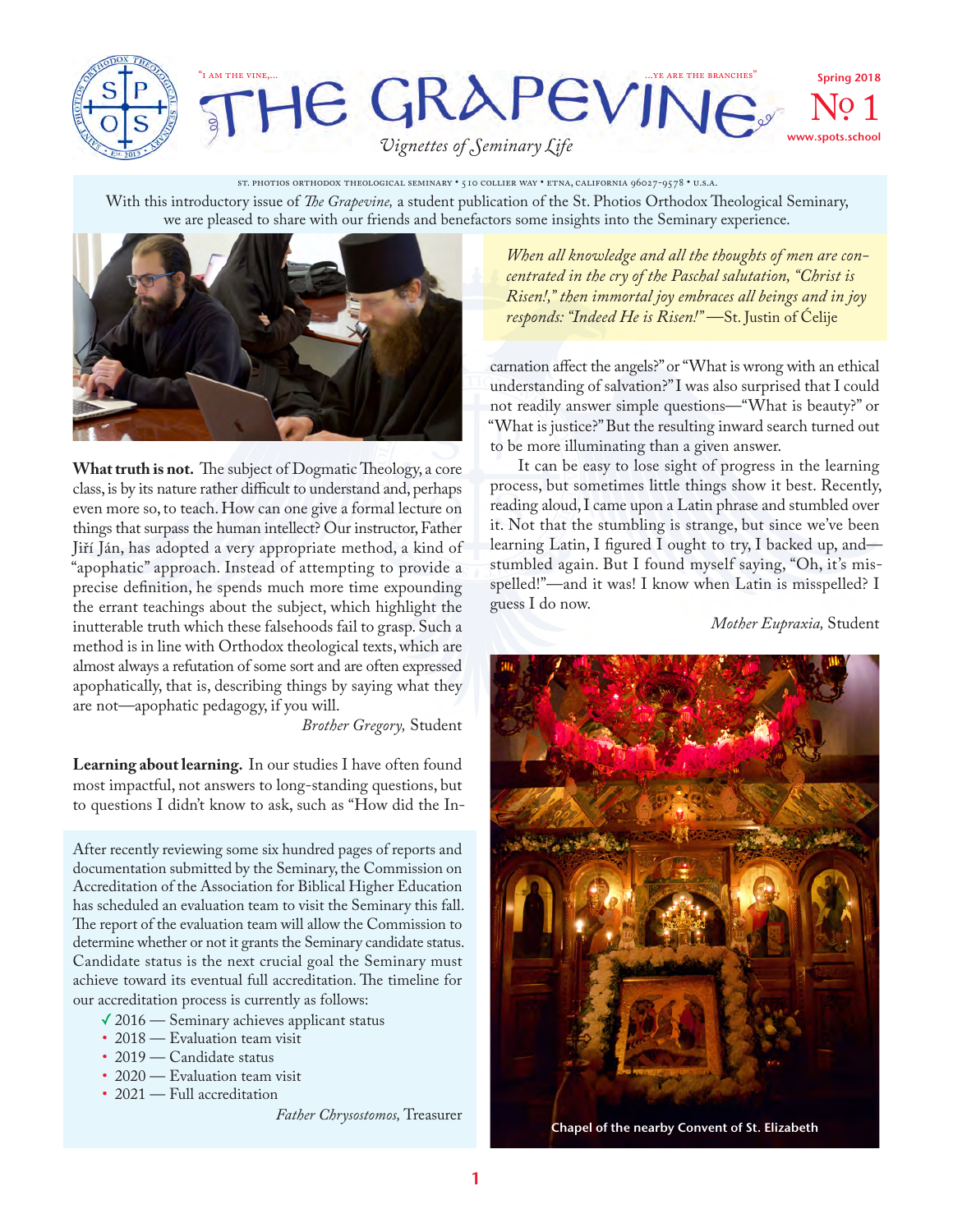"I AM THE VINE,... ...YE ARE THE BRANCHES"

# THE GRAPEVINE

*Vignettes of Seminary Life*

Spring 2018

№ 1

www.spots.school

ST. PHOTIOS ORTHODOX THEOLOGICAL SEMINARY • 510 COLLIER WAY • ETNA, CALIFORNIA 96027-9578 • U.S.A.

With this introductory issue of *The Grapevine,* a student publication of the St. Photios Orthodox Theological Seminary, we are pleased to share with our friends and benefactors some insights into the Seminary experience.

**What truth is not.** The subject of Dogmatic Theology, a core class, is by its nature rather difficult to understand and, perhaps even more so, to teach. How can one give a formal lecture on things that surpass the human intellect? Our instructor, Father Jiří Ján, has adopted a very appropriate method, a kind of "apophatic" approach. Instead of attempting to provide a precise definition, he spends much more time expounding the errant teachings about the subject, which highlight the inutterable truth which these falsehoods fail to grasp. Such a method is in line with Orthodox theological texts, which are almost always a refutation of some sort and are often expressed apophatically, that is, describing things by saying what they are not—apophatic pedagogy, if you will.

*Brother Gregory,* Student

**Learning about learning.** In our studies I have often found most impactful, not answers to long-standing questions, but to questions I didn't know to ask, such as "How did the Incarnation affect the angels?" or "What is wrong with an ethical understanding of salvation?" I was also surprised that I could not readily answer simple questions—"What is beauty?" or "What is justice?" But the resulting inward search turned out to be more illuminating than a given answer.

It can be easy to lose sight of progress in the learning process, but sometimes little things show it best. Recently, reading aloud, I came upon a Latin phrase and stumbled over it. Not that the stumbling is strange, but since we've been learning Latin, I figured I ought to try, I backed up, and—stumbled again. But I found myself saying, "Oh, it's misspelled!"—and it was! I know when Latin is misspelled? I guess I do now.

*Mother Eupraxia,* Student

*When all knowledge and all the thoughts of men are concentrated in the cry of the Paschal salutation, "Christ is Risen!," then immortal joy embraces all beings and in joy responds: "Indeed He is Risen!"* —St. Justin of Ćelije

After recently reviewing some six hundred pages of reports and documentation submitted by the Seminary, the Commission on Accreditation of the Association for Biblical Higher Education has scheduled an evaluation team to visit the Seminary this fall. The report of the evaluation team will allow the Commission to determine whether or not it grants the Seminary candidate status. Candidate status is the next crucial goal the Seminary must achieve toward its eventual full accreditation. The timeline for our accreditation process is currently as follows:

- ✓ 2016 — Seminary achieves applicant status
- 2018 — Evaluation team visit
- 2019 — Candidate status
- 2020 — Evaluation team visit
- 2021 — Full accreditation

*Father Chrysostomos,* Treasurer

Chapel of the nearby Convent of St. Elizabeth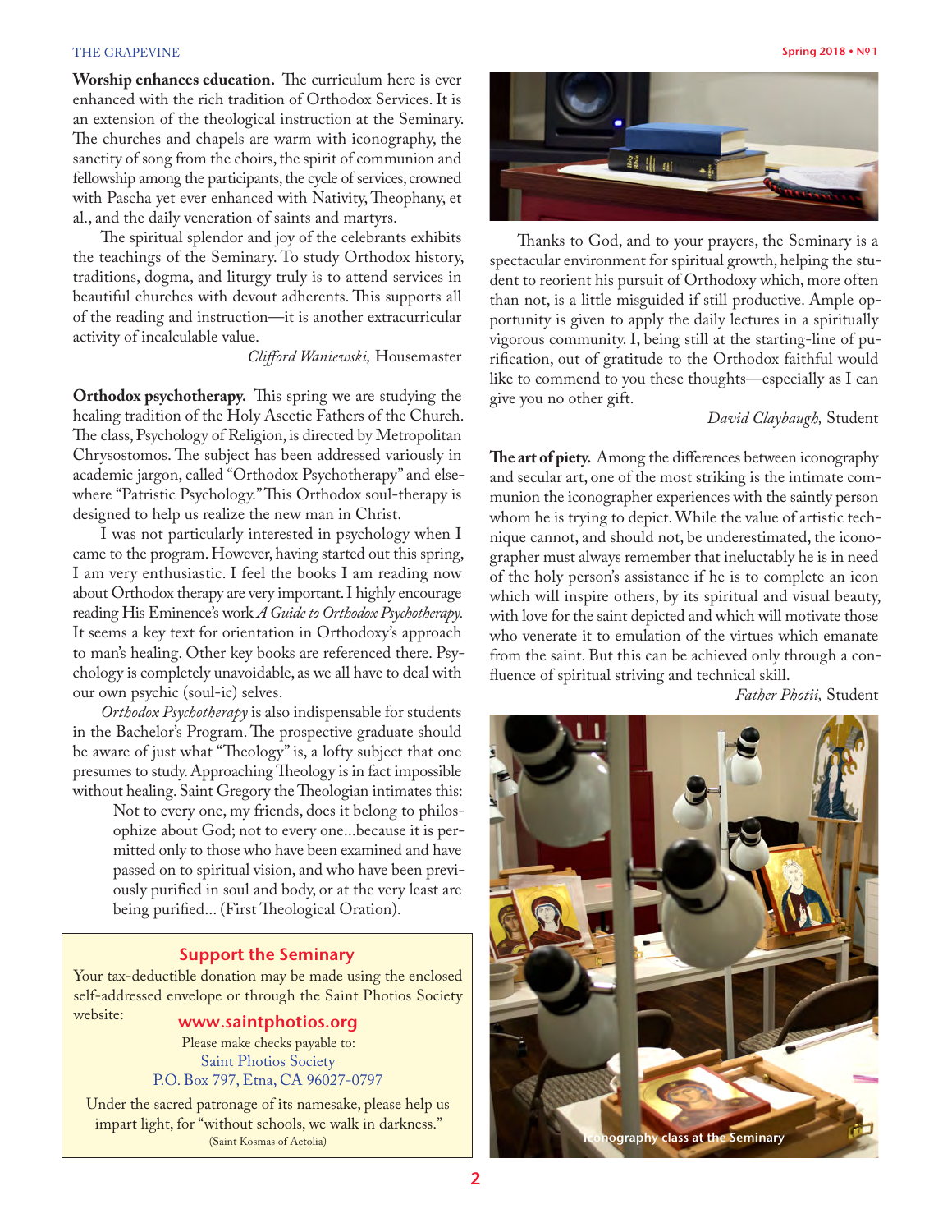**Worship enhances education.** The curriculum here is ever enhanced with the rich tradition of Orthodox Services. It is an extension of the theological instruction at the Seminary. The churches and chapels are warm with iconography, the sanctity of song from the choirs, the spirit of communion and fellowship among the participants, the cycle of services, crowned with Pascha yet ever enhanced with Nativity, Theophany, et al., and the daily veneration of saints and martyrs.

The spiritual splendor and joy of the celebrants exhibits the teachings of the Seminary. To study Orthodox history, traditions, dogma, and liturgy truly is to attend services in beautiful churches with devout adherents. This supports all of the reading and instruction—it is another extracurricular activity of incalculable value.

*Clifford Waniewski,* Housemaster

**Orthodox psychotherapy.** This spring we are studying the healing tradition of the Holy Ascetic Fathers of the Church. The class, Psychology of Religion, is directed by Metropolitan Chrysostomos. The subject has been addressed variously in academic jargon, called "Orthodox Psychotherapy" and elsewhere "Patristic Psychology." This Orthodox soul-therapy is designed to help us realize the new man in Christ.

I was not particularly interested in psychology when I came to the program. However, having started out this spring, I am very enthusiastic. I feel the books I am reading now about Orthodox therapy are very important. I highly encourage reading His Eminence's work *A Guide to Orthodox Psychotherapy.* It seems a key text for orientation in Orthodoxy's approach to man's healing. Other key books are referenced there. Psychology is completely unavoidable, as we all have to deal with our own psychic (soul-ic) selves.

*Orthodox Psychotherapy* is also indispensable for students in the Bachelor's Program. The prospective graduate should be aware of just what "Theology" is, a lofty subject that one presumes to study. Approaching Theology is in fact impossible without healing. Saint Gregory the Theologian intimates this:

> Not to every one, my friends, does it belong to philosophize about God; not to every one...because it is permitted only to those who have been examined and have passed on to spiritual vision, and who have been previously purified in soul and body, or at the very least are being purified... (First Theological Oration).

## Support the Seminary

Your tax-deductible donation may be made using the enclosed self-addressed envelope or through the Saint Photios Society website:

**www.saintphotios.org**

Please make checks payable to:
Saint Photios Society
P.O. Box 797, Etna, CA 96027-0797

Under the sacred patronage of its namesake, please help us impart light, for "without schools, we walk in darkness."
(Saint Kosmas of Aetolia)

Thanks to God, and to your prayers, the Seminary is a spectacular environment for spiritual growth, helping the student to reorient his pursuit of Orthodoxy which, more often than not, is a little misguided if still productive. Ample opportunity is given to apply the daily lectures in a spiritually vigorous community. I, being still at the starting-line of purification, out of gratitude to the Orthodox faithful would like to commend to you these thoughts—especially as I can give you no other gift.

*David Claybaugh,* Student

**The art of piety.** Among the differences between iconography and secular art, one of the most striking is the intimate communion the iconographer experiences with the saintly person whom he is trying to depict. While the value of artistic technique cannot, and should not, be underestimated, the iconographer must always remember that ineluctably he is in need of the holy person's assistance if he is to complete an icon which will inspire others, by its spiritual and visual beauty, with love for the saint depicted and which will motivate those who venerate it to emulation of the virtues which emanate from the saint. But this can be achieved only through a confluence of spiritual striving and technical skill.

*Father Photii,* Student

Iconography class at the Seminary